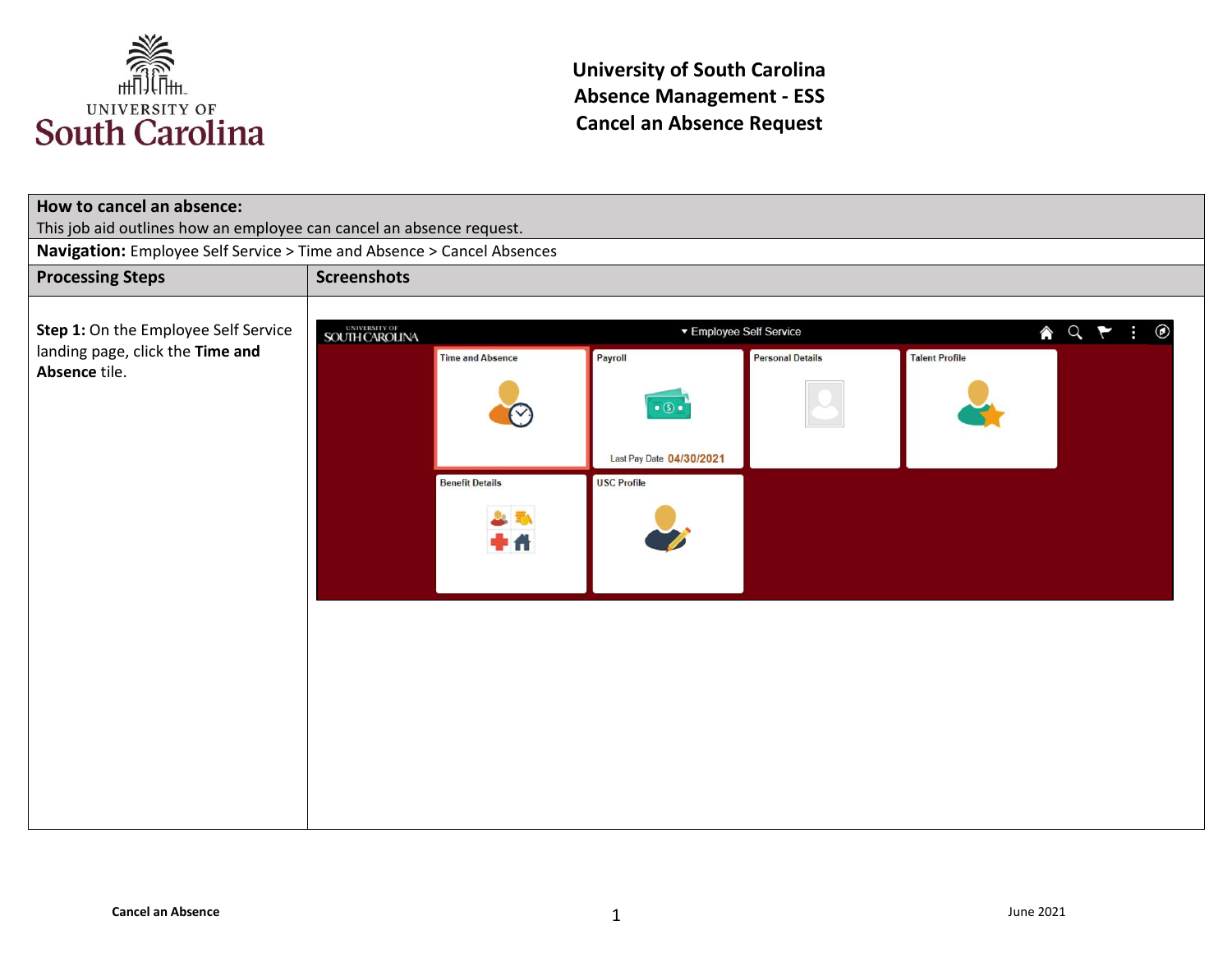# University of South Carolina
# Absence Management - ESS
# Cancel an Absence Request

| **How to cancel an absence:** | |
|---|---|
| This job aid outlines how an employee can cancel an absence request. | |
| **Navigation:** Employee Self Service > Time and Absence > Cancel Absences | |
| **Processing Steps** | **Screenshots** |
| **Step 1:** On the Employee Self Service landing page, click the **Time and Absence** tile. | |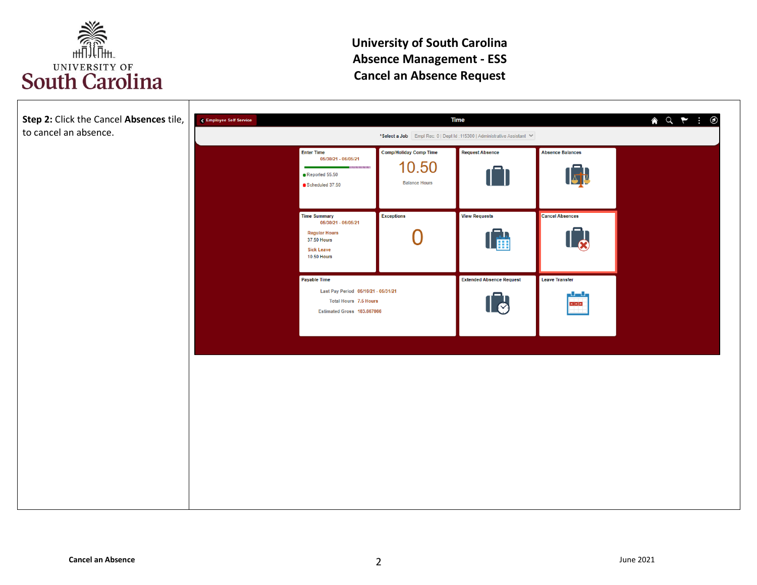# University of South Carolina
# Absence Management - ESS
# Cancel an Absence Request

**Step 2:** Click the Cancel **Absences** tile, to cancel an absence.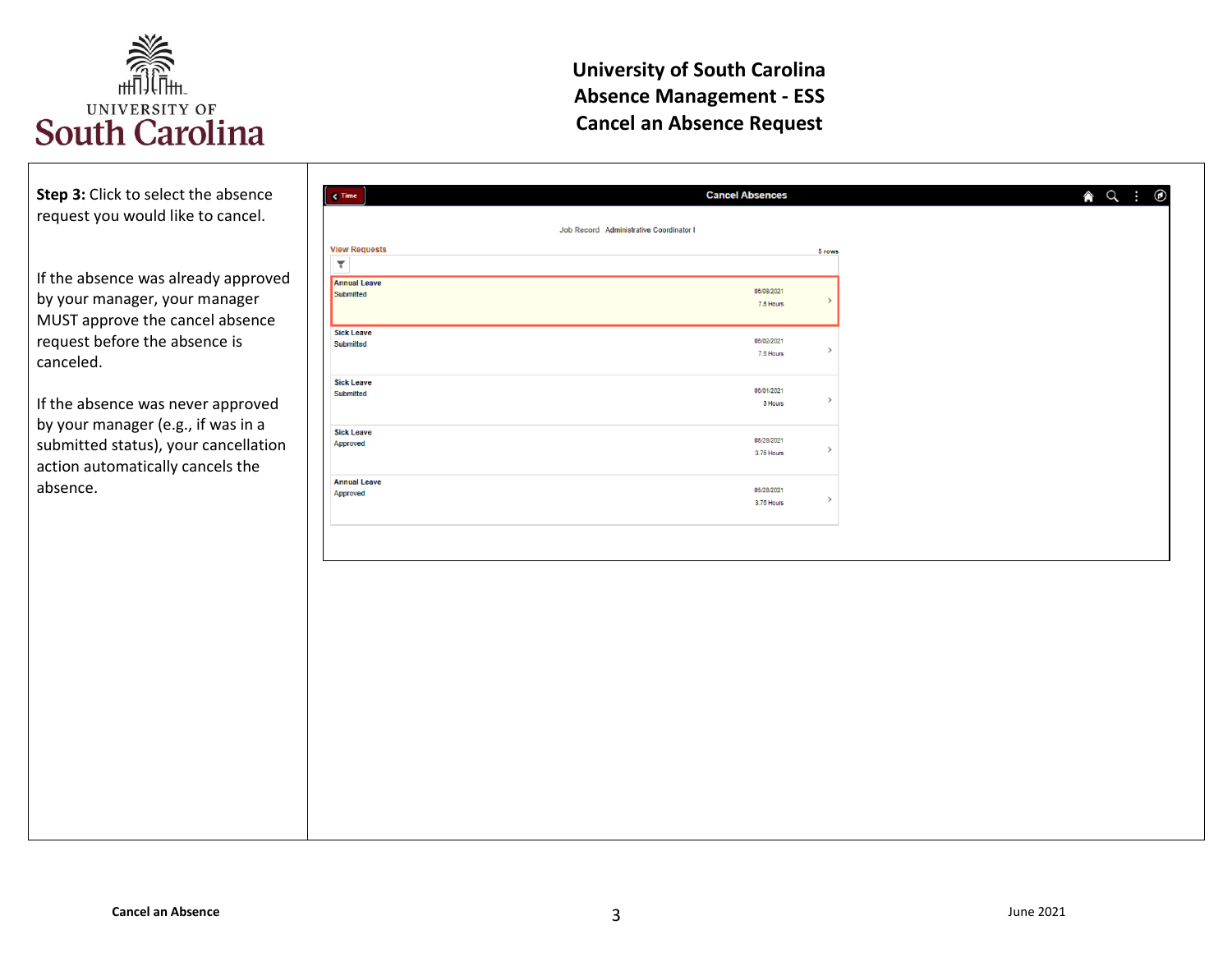# University of South Carolina
## Absence Management - ESS
## Cancel an Absence Request

**Step 3:** Click to select the absence request you would like to cancel.

If the absence was already approved by your manager, your manager MUST approve the cancel absence request before the absence is canceled.

If the absence was never approved by your manager (e.g., if was in a submitted status), your cancellation action automatically cancels the absence.

Time | Cancel Absences

Job Record Administrative Coordinator I

View Requests — 5 rows

| Request | Status | Date | Duration |
|---|---|---|---|
| Annual Leave | Submitted | 06/08/2021 | 7.5 Hours |
| Sick Leave | Submitted | 06/02/2021 | 7.5 Hours |
| Sick Leave | Submitted | 06/01/2021 | 3 Hours |
| Sick Leave | Approved | 05/28/2021 | 3.75 Hours |
| Annual Leave | Approved | 05/28/2021 | 3.75 Hours |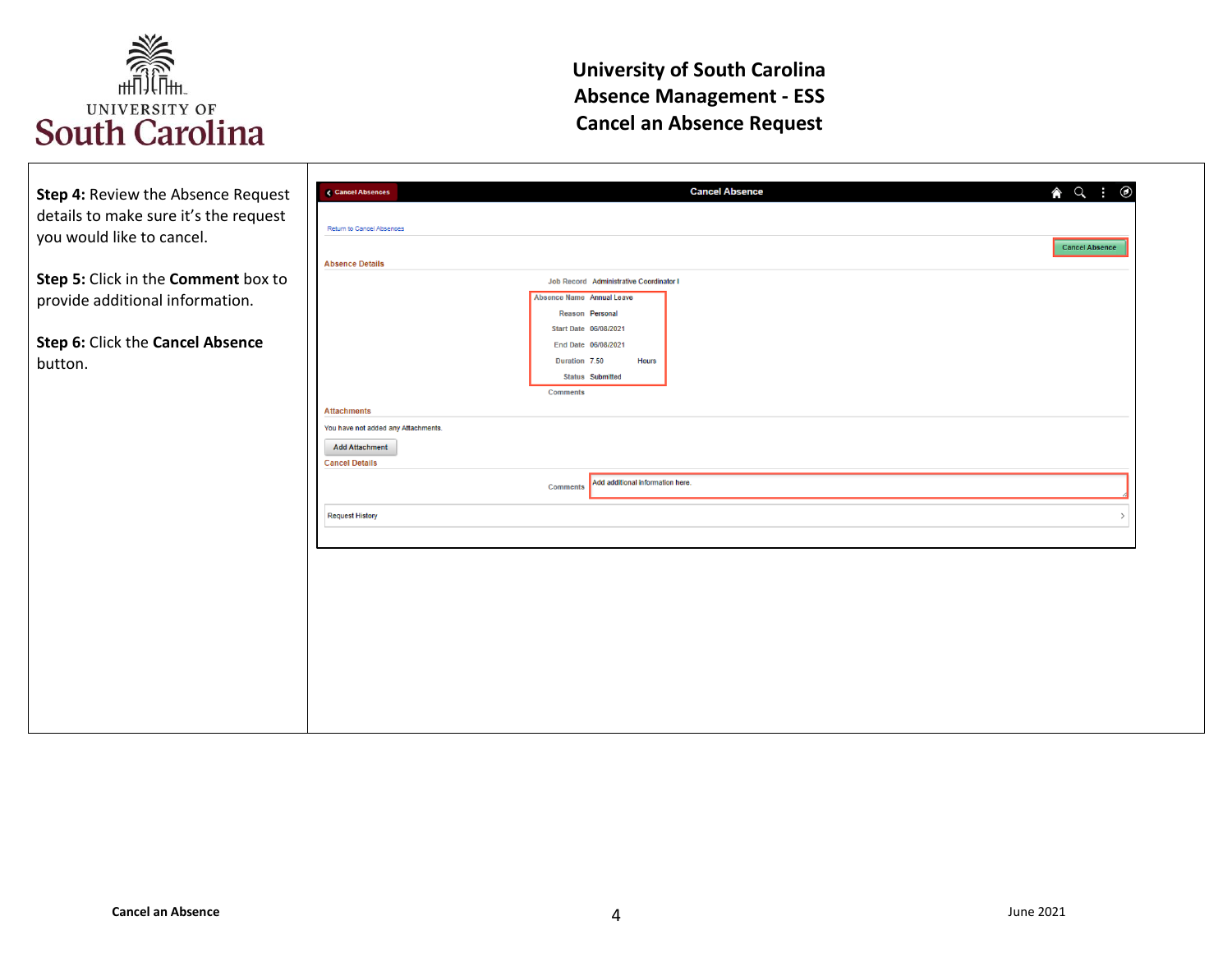# University of South Carolina
# Absence Management - ESS
# Cancel an Absence Request

| | |
|---|---|
| **Step 4:** Review the Absence Request details to make sure it's the request you would like to cancel.<br><br>**Step 5:** Click in the **Comment** box to provide additional information.<br><br>**Step 6:** Click the **Cancel Absence** button. | Cancel Absences — Cancel Absence<br><br>Return to Cancel Absences<br><br>Cancel Absence<br><br>**Absence Details**<br><br>Job Record: Administrative Coordinator I<br>Absence Name: Annual Leave<br>Reason: Personal<br>Start Date: 06/08/2021<br>End Date: 06/08/2021<br>Duration: 7.50 Hours<br>Status: Submitted<br>Comments<br><br>**Attachments**<br><br>You have not added any Attachments.<br><br>Add Attachment<br><br>**Cancel Details**<br><br>Comments: Add additional information here.<br><br>Request History |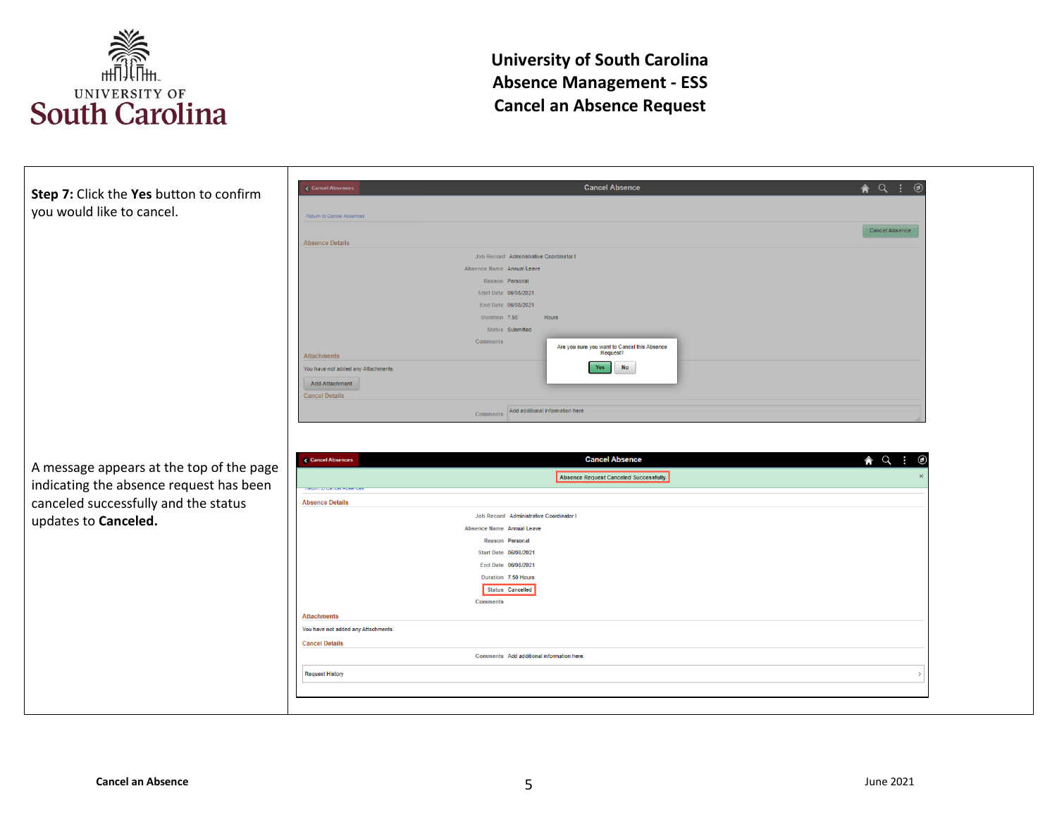# University of South Carolina
# Absence Management - ESS
# Cancel an Absence Request

| | |
|---|---|
| **Step 7:** Click the **Yes** button to confirm you would like to cancel. | |
| A message appears at the top of the page indicating the absence request has been canceled successfully and the status updates to **Canceled.** | |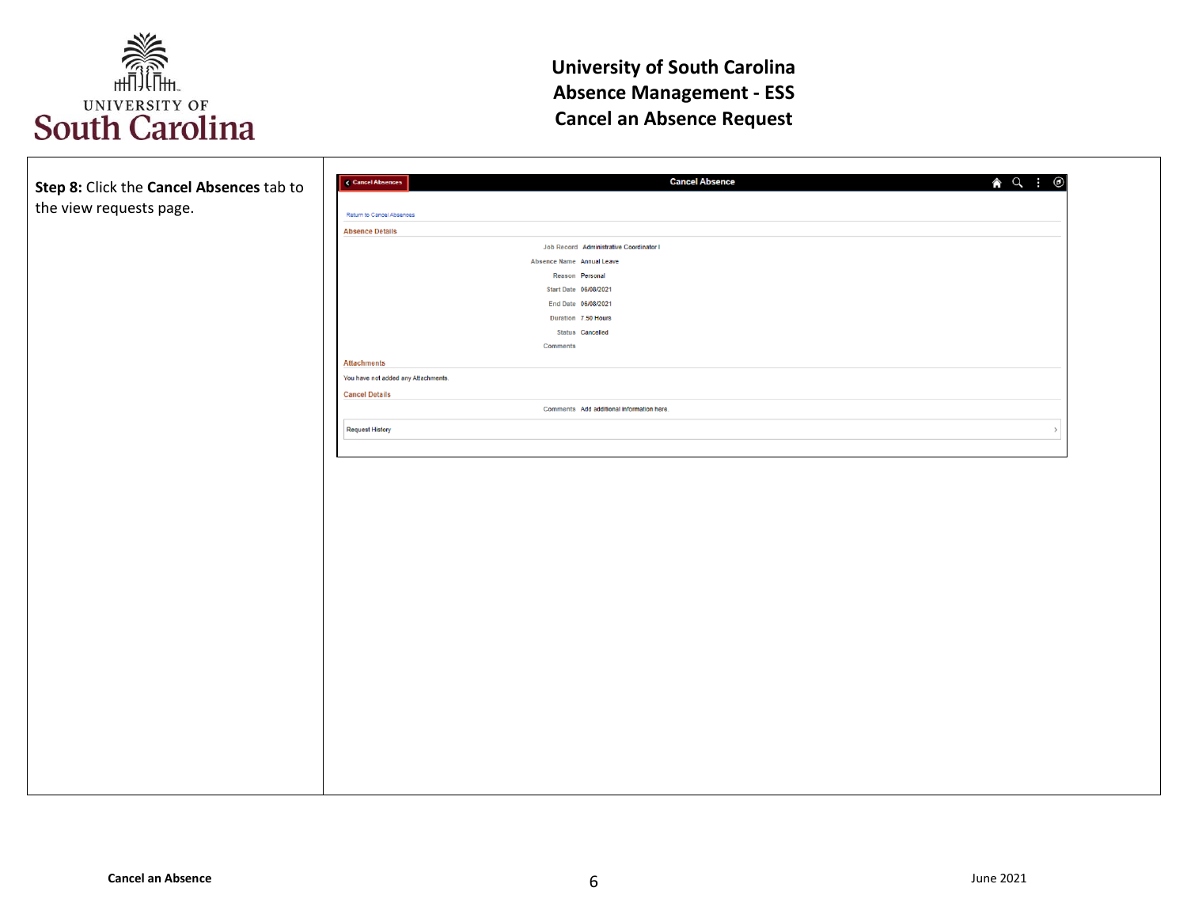**Step 8:** Click the **Cancel Absences** tab to the view requests page.

Cancel Absences

Cancel Absence

Return to Cancel Absences

**Absence Details**

Job Record Administrative Coordinator I

Absence Name Annual Leave

Reason Personal

Start Date 06/08/2021

End Date 06/08/2021

Duration 7.50 Hours

Status Cancelled

Comments

**Attachments**

You have not added any Attachments.

**Cancel Details**

Comments Add additional information here.

Request History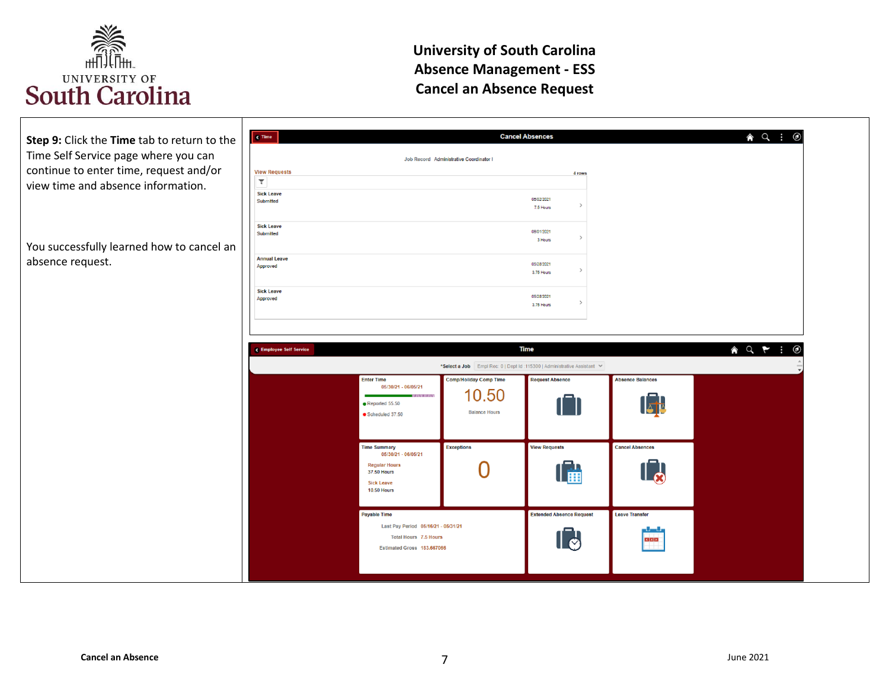University of South Carolina
Absence Management - ESS
Cancel an Absence Request

**Step 9:** Click the **Time** tab to return to the Time Self Service page where you can continue to enter time, request and/or view time and absence information.

You successfully learned how to cancel an absence request.